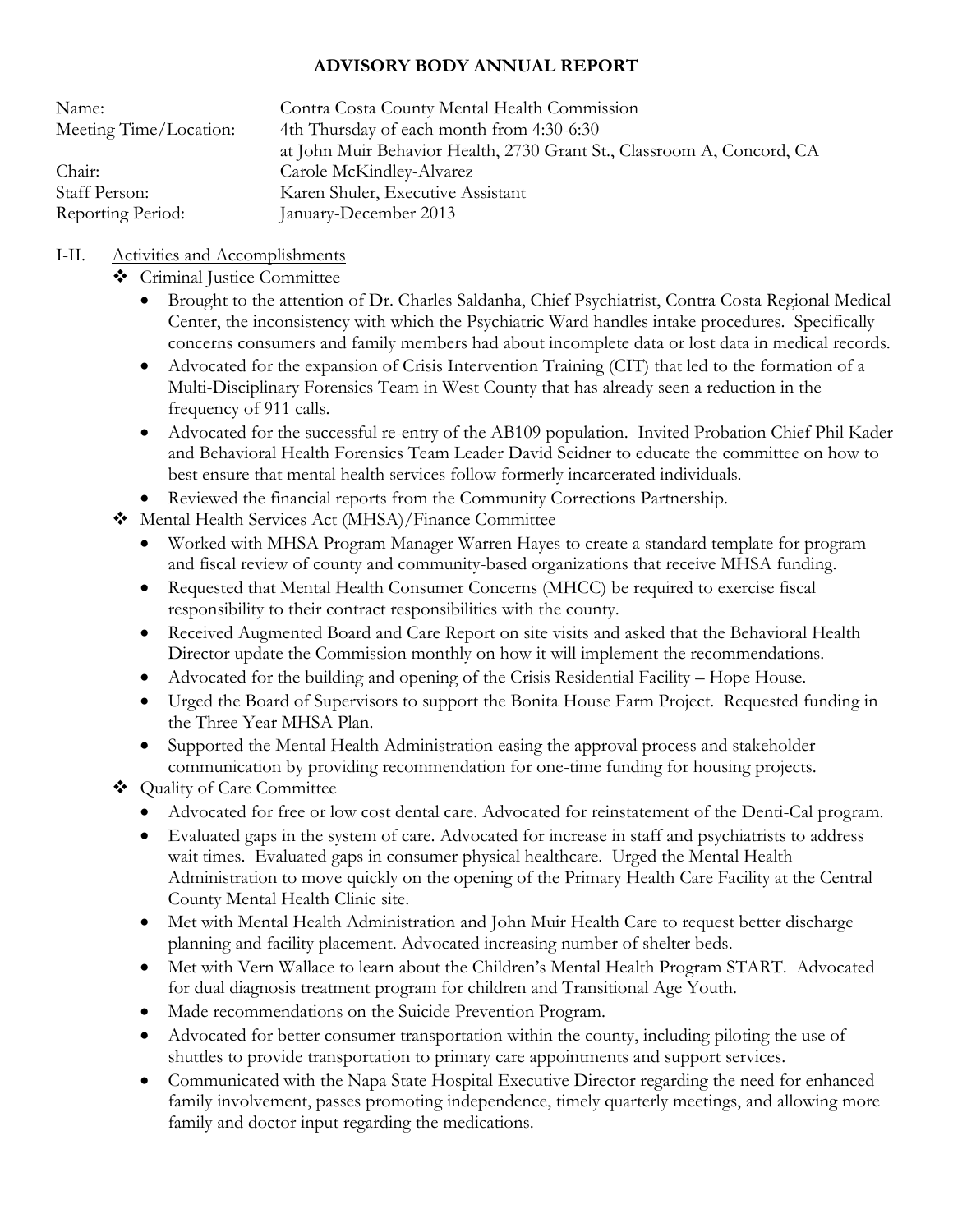# ADVISORY BODY ANNUAL REPORT

Name: Contra Costa County Mental Health Commission

Meeting Time/Location: 4th Thursday of each month from 4:30-6:30 at John Muir Behavior Health, 2730 Grant St., Classroom A, Concord, CA

Chair: Carole McKindley-Alvarez

Staff Person: Karen Shuler, Executive Assistant

Reporting Period: January-December 2013

I-II. Activities and Accomplishments

- Criminal Justice Committee
  - Brought to the attention of Dr. Charles Saldanha, Chief Psychiatrist, Contra Costa Regional Medical Center, the inconsistency with which the Psychiatric Ward handles intake procedures. Specifically concerns consumers and family members had about incomplete data or lost data in medical records.
  - Advocated for the expansion of Crisis Intervention Training (CIT) that led to the formation of a Multi-Disciplinary Forensics Team in West County that has already seen a reduction in the frequency of 911 calls.
  - Advocated for the successful re-entry of the AB109 population. Invited Probation Chief Phil Kader and Behavioral Health Forensics Team Leader David Seidner to educate the committee on how to best ensure that mental health services follow formerly incarcerated individuals.
  - Reviewed the financial reports from the Community Corrections Partnership.
- Mental Health Services Act (MHSA)/Finance Committee
  - Worked with MHSA Program Manager Warren Hayes to create a standard template for program and fiscal review of county and community-based organizations that receive MHSA funding.
  - Requested that Mental Health Consumer Concerns (MHCC) be required to exercise fiscal responsibility to their contract responsibilities with the county.
  - Received Augmented Board and Care Report on site visits and asked that the Behavioral Health Director update the Commission monthly on how it will implement the recommendations.
  - Advocated for the building and opening of the Crisis Residential Facility – Hope House.
  - Urged the Board of Supervisors to support the Bonita House Farm Project. Requested funding in the Three Year MHSA Plan.
  - Supported the Mental Health Administration easing the approval process and stakeholder communication by providing recommendation for one-time funding for housing projects.
- Quality of Care Committee
  - Advocated for free or low cost dental care. Advocated for reinstatement of the Denti-Cal program.
  - Evaluated gaps in the system of care. Advocated for increase in staff and psychiatrists to address wait times. Evaluated gaps in consumer physical healthcare. Urged the Mental Health Administration to move quickly on the opening of the Primary Health Care Facility at the Central County Mental Health Clinic site.
  - Met with Mental Health Administration and John Muir Health Care to request better discharge planning and facility placement. Advocated increasing number of shelter beds.
  - Met with Vern Wallace to learn about the Children's Mental Health Program START. Advocated for dual diagnosis treatment program for children and Transitional Age Youth.
  - Made recommendations on the Suicide Prevention Program.
  - Advocated for better consumer transportation within the county, including piloting the use of shuttles to provide transportation to primary care appointments and support services.
  - Communicated with the Napa State Hospital Executive Director regarding the need for enhanced family involvement, passes promoting independence, timely quarterly meetings, and allowing more family and doctor input regarding the medications.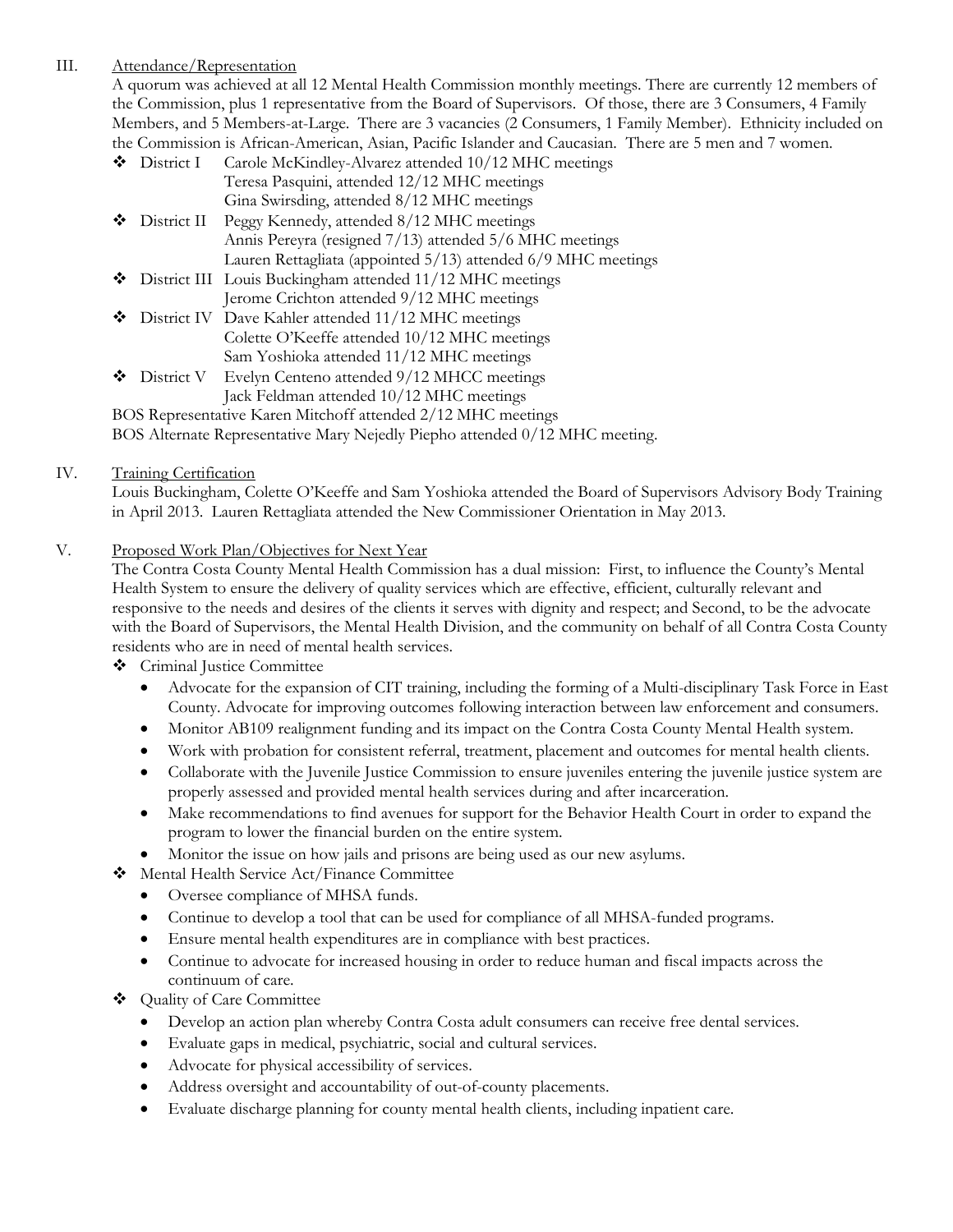## III. Attendance/Representation

A quorum was achieved at all 12 Mental Health Commission monthly meetings. There are currently 12 members of the Commission, plus 1 representative from the Board of Supervisors. Of those, there are 3 Consumers, 4 Family Members, and 5 Members-at-Large. There are 3 vacancies (2 Consumers, 1 Family Member). Ethnicity included on the Commission is African-American, Asian, Pacific Islander and Caucasian. There are 5 men and 7 women.

- District I — Carole McKindley-Alvarez attended 10/12 MHC meetings
  Teresa Pasquini, attended 12/12 MHC meetings
  Gina Swirsding, attended 8/12 MHC meetings
- District II — Peggy Kennedy, attended 8/12 MHC meetings
  Annis Pereyra (resigned 7/13) attended 5/6 MHC meetings
  Lauren Rettagliata (appointed 5/13) attended 6/9 MHC meetings
- District III — Louis Buckingham attended 11/12 MHC meetings
  Jerome Crichton attended 9/12 MHC meetings
- District IV — Dave Kahler attended 11/12 MHC meetings
  Colette O'Keeffe attended 10/12 MHC meetings
  Sam Yoshioka attended 11/12 MHC meetings
- District V — Evelyn Centeno attended 9/12 MHCC meetings
  Jack Feldman attended 10/12 MHC meetings

BOS Representative Karen Mitchoff attended 2/12 MHC meetings
BOS Alternate Representative Mary Nejedly Piepho attended 0/12 MHC meeting.

## IV. Training Certification

Louis Buckingham, Colette O'Keeffe and Sam Yoshioka attended the Board of Supervisors Advisory Body Training in April 2013. Lauren Rettagliata attended the New Commissioner Orientation in May 2013.

## V. Proposed Work Plan/Objectives for Next Year

The Contra Costa County Mental Health Commission has a dual mission: First, to influence the County's Mental Health System to ensure the delivery of quality services which are effective, efficient, culturally relevant and responsive to the needs and desires of the clients it serves with dignity and respect; and Second, to be the advocate with the Board of Supervisors, the Mental Health Division, and the community on behalf of all Contra Costa County residents who are in need of mental health services.

- Criminal Justice Committee
  - Advocate for the expansion of CIT training, including the forming of a Multi-disciplinary Task Force in East County. Advocate for improving outcomes following interaction between law enforcement and consumers.
  - Monitor AB109 realignment funding and its impact on the Contra Costa County Mental Health system.
  - Work with probation for consistent referral, treatment, placement and outcomes for mental health clients.
  - Collaborate with the Juvenile Justice Commission to ensure juveniles entering the juvenile justice system are properly assessed and provided mental health services during and after incarceration.
  - Make recommendations to find avenues for support for the Behavior Health Court in order to expand the program to lower the financial burden on the entire system.
  - Monitor the issue on how jails and prisons are being used as our new asylums.
- Mental Health Service Act/Finance Committee
  - Oversee compliance of MHSA funds.
  - Continue to develop a tool that can be used for compliance of all MHSA-funded programs.
  - Ensure mental health expenditures are in compliance with best practices.
  - Continue to advocate for increased housing in order to reduce human and fiscal impacts across the continuum of care.
- Quality of Care Committee
  - Develop an action plan whereby Contra Costa adult consumers can receive free dental services.
  - Evaluate gaps in medical, psychiatric, social and cultural services.
  - Advocate for physical accessibility of services.
  - Address oversight and accountability of out-of-county placements.
  - Evaluate discharge planning for county mental health clients, including inpatient care.